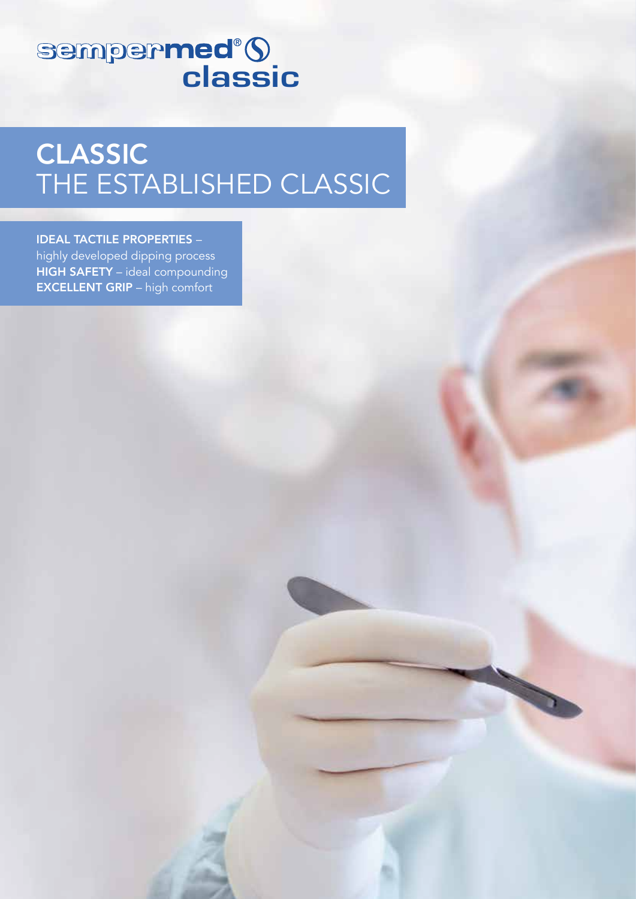sempermed® classic

# CLASSIC
## THE ESTABLISHED CLASSIC

**IDEAL TACTILE PROPERTIES** – highly developed dipping process
**HIGH SAFETY** – ideal compounding
**EXCELLENT GRIP** – high comfort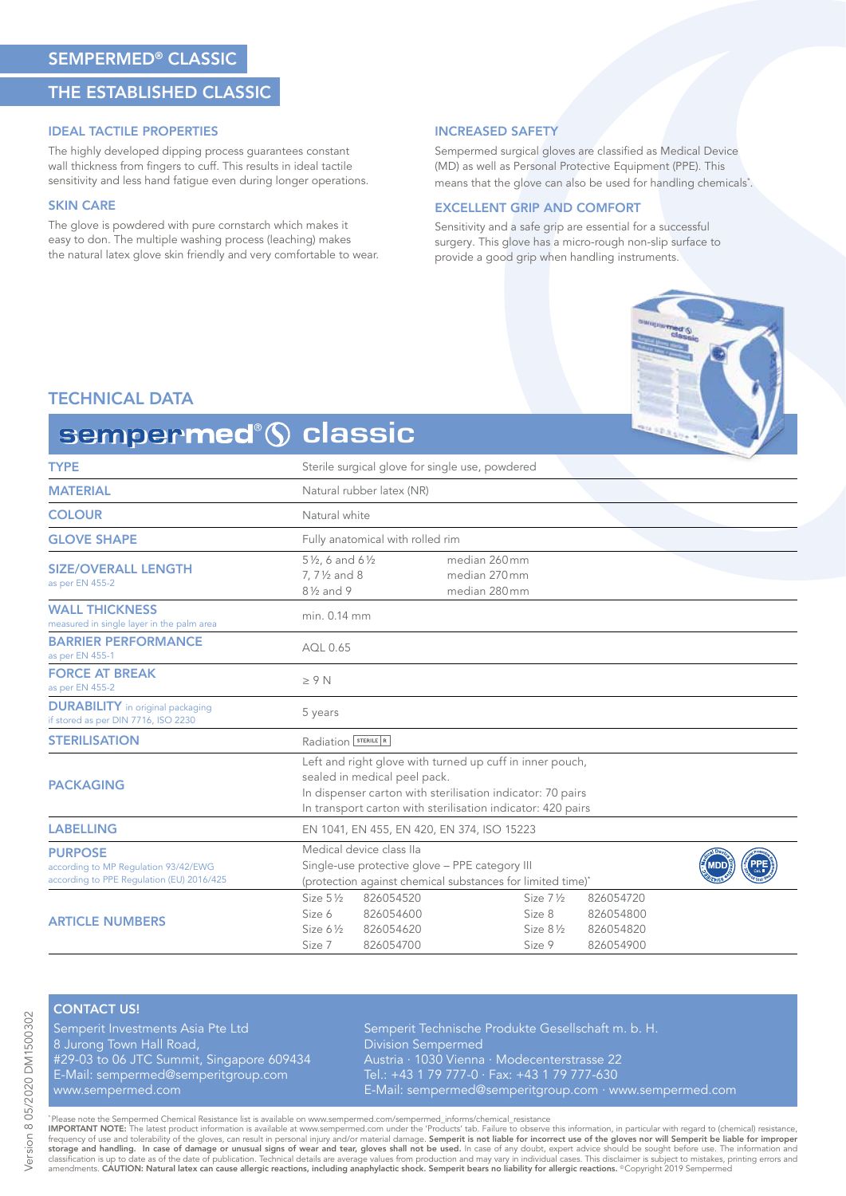# SEMPERMED® CLASSIC

## THE ESTABLISHED CLASSIC

### IDEAL TACTILE PROPERTIES

The highly developed dipping process guarantees constant wall thickness from fingers to cuff. This results in ideal tactile sensitivity and less hand fatigue even during longer operations.

### SKIN CARE

The glove is powdered with pure cornstarch which makes it easy to don. The multiple washing process (leaching) makes the natural latex glove skin friendly and very comfortable to wear.

### INCREASED SAFETY

Sempermed surgical gloves are classified as Medical Device (MD) as well as Personal Protective Equipment (PPE). This means that the glove can also be used for handling chemicals*.

### EXCELLENT GRIP AND COMFORT

Sensitivity and a safe grip are essential for a successful surgery. This glove has a micro-rough non-slip surface to provide a good grip when handling instruments.

## TECHNICAL DATA

### sempermed® classic

| | |
|---|---|
| **TYPE** | Sterile surgical glove for single use, powdered |
| **MATERIAL** | Natural rubber latex (NR) |
| **COLOUR** | Natural white |
| **GLOVE SHAPE** | Fully anatomical with rolled rim |
| **SIZE/OVERALL LENGTH** as per EN 455-2 | 5½, 6 and 6½ median 260 mm<br>7, 7½ and 8 median 270 mm<br>8½ and 9 median 280 mm |
| **WALL THICKNESS** measured in single layer in the palm area | min. 0.14 mm |
| **BARRIER PERFORMANCE** as per EN 455-1 | AQL 0.65 |
| **FORCE AT BREAK** as per EN 455-2 | ≥ 9 N |
| **DURABILITY** in original packaging if stored as per DIN 7716, ISO 2230 | 5 years |
| **STERILISATION** | Radiation STERILE R |
| **PACKAGING** | Left and right glove with turned up cuff in inner pouch, sealed in medical peel pack.<br>In dispenser carton with sterilisation indicator: 70 pairs<br>In transport carton with sterilisation indicator: 420 pairs |
| **LABELLING** | EN 1041, EN 455, EN 420, EN 374, ISO 15223 |
| **PURPOSE** according to MP Regulation 93/42/EWG according to PPE Regulation (EU) 2016/425 | Medical device class IIa<br>Single-use protective glove – PPE category III<br>(protection against chemical substances for limited time)* |
| **ARTICLE NUMBERS** | Size 5½ 826054520 · Size 7½ 826054720<br>Size 6 826054600 · Size 8 826054800<br>Size 6½ 826054620 · Size 8½ 826054820<br>Size 7 826054700 · Size 9 826054900 |

### CONTACT US!

Semperit Investments Asia Pte Ltd
8 Jurong Town Hall Road,
#29-03 to 06 JTC Summit, Singapore 609434
E-Mail: sempermed@semperitgroup.com
www.sempermed.com

Semperit Technische Produkte Gesellschaft m. b. H.
Division Sempermed
Austria · 1030 Vienna · Modecenterstrasse 22
Tel.: +43 1 79 777-0 · Fax: +43 1 79 777-630
E-Mail: sempermed@semperitgroup.com · www.sempermed.com

*Please note the Sempermed Chemical Resistance list is available on www.sempermed.com/sempermed_informs/chemical_resistance

**IMPORTANT NOTE:** The latest product information is available at www.sempermed.com under the 'Products' tab. Failure to observe this information, in particular with regard to (chemical) resistance, frequency of use and tolerability of the gloves, can result in personal injury and/or material damage. **Semperit is not liable for incorrect use of the gloves nor will Semperit be liable for improper storage and handling. In case of damage or unusual signs of wear and tear, gloves shall not be used.** In case of any doubt, expert advice should be sought before use. The information and classification is up to date as of the date of publication. Technical details are average values from production and may vary in individual cases. This disclaimer is subject to mistakes, printing errors and amendments. **CAUTION: Natural latex can cause allergic reactions, including anaphylactic shock. Semperit bears no liability for allergic reactions.** ©Copyright 2019 Sempermed

Version 8 05/2020 DM1500302